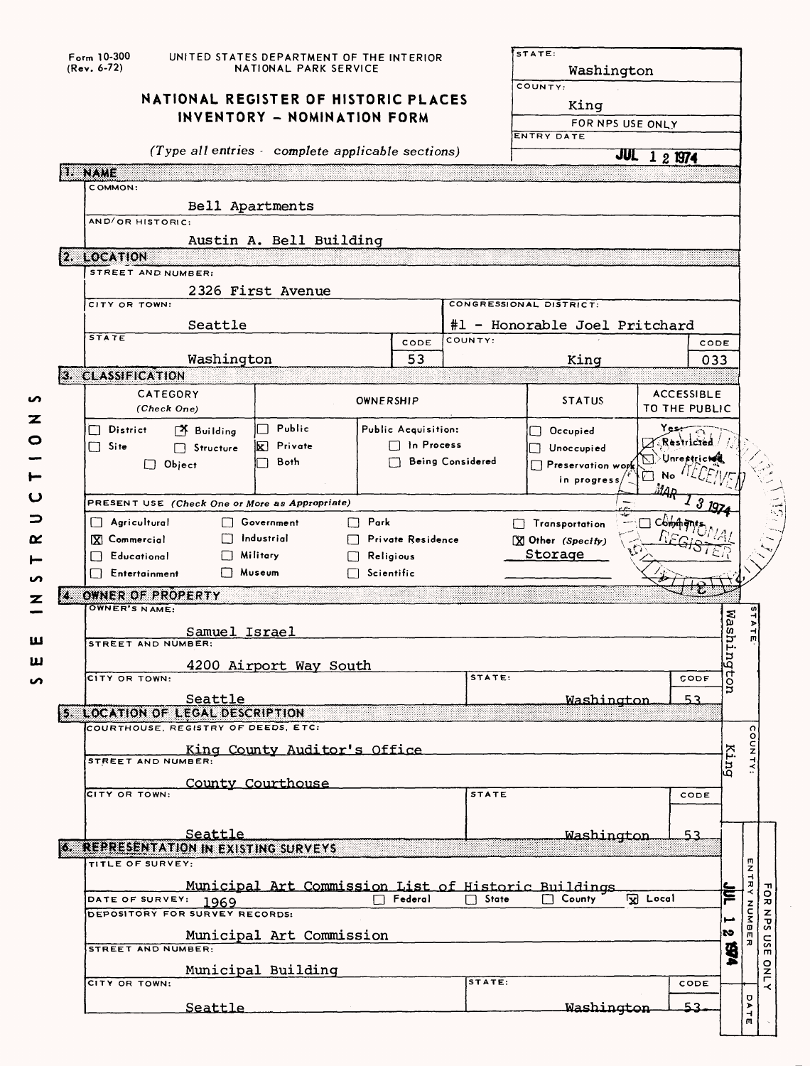Form 10-300 (Rev. 6-72)

UNITED STATES DEPARTMENT OF THE INTERIOR
NATIONAL PARK SERVICE

# NATIONAL REGISTER OF HISTORIC PLACES INVENTORY – NOMINATION FORM

*(Type all entries – complete applicable sections)*

STATE: Washington
COUNTY: King
FOR NPS USE ONLY
ENTRY DATE: JUL 12 1974

## 1. NAME

COMMON: Bell Apartments

AND/OR HISTORIC: Austin A. Bell Building

## 2. LOCATION

STREET AND NUMBER: 2326 First Avenue

CITY OR TOWN: Seattle

CONGRESSIONAL DISTRICT: #1 - Honorable Joel Pritchard

STATE: Washington — CODE: 53

COUNTY: King — CODE: 033

## 3. CLASSIFICATION

| CATEGORY (Check One) | OWNERSHIP | STATUS | ACCESSIBLE TO THE PUBLIC |
|---|---|---|---|
| ☐ District ☒ Building<br>☐ Site ☐ Structure<br>☐ Object | ☐ Public ☒ Private ☐ Both<br>Public Acquisition:<br>☐ In Process ☐ Being Considered | ☐ Occupied<br>☐ Unoccupied<br>☐ Preservation work in progress | Yes:<br>☐ Restricted<br>☐ Unrestricted<br>☐ No |

PRESENT USE (Check One or More as Appropriate)

| | | | |
|---|---|---|---|
| ☐ Agricultural | ☐ Government | ☐ Park | ☐ Transportation |
| ☒ Commercial | ☐ Industrial | ☐ Private Residence | ☒ Other (Specify) Storage |
| ☐ Educational | ☐ Military | ☐ Religious | ☐ Comments |
| ☐ Entertainment | ☐ Museum | ☐ Scientific | |

RECEIVED MAR 13 1974 NATIONAL REGISTER

## 4. OWNER OF PROPERTY

OWNER'S NAME: Samuel Israel

STREET AND NUMBER: 4200 Airport Way South

CITY OR TOWN: Seattle

STATE: Washington — CODE: 53

## 5. LOCATION OF LEGAL DESCRIPTION

COURTHOUSE, REGISTRY OF DEEDS, ETC: King County Auditor's Office

STREET AND NUMBER: County Courthouse

CITY OR TOWN: Seattle

STATE: Washington — CODE: 53

## 6. REPRESENTATION IN EXISTING SURVEYS

TITLE OF SURVEY: Municipal Art Commission List of Historic Buildings

DATE OF SURVEY: 1969 ☐ Federal ☐ State ☐ County ☒ Local

DEPOSITORY FOR SURVEY RECORDS: Municipal Art Commission

STREET AND NUMBER: Municipal Building

CITY OR TOWN: Seattle

STATE: Washington — CODE: 53

STATE: Washington
COUNTY: King
FOR NPS USE ONLY — ENTRY NUMBER: JUL 12 1974 — DATE

SEE INSTRUCTIONS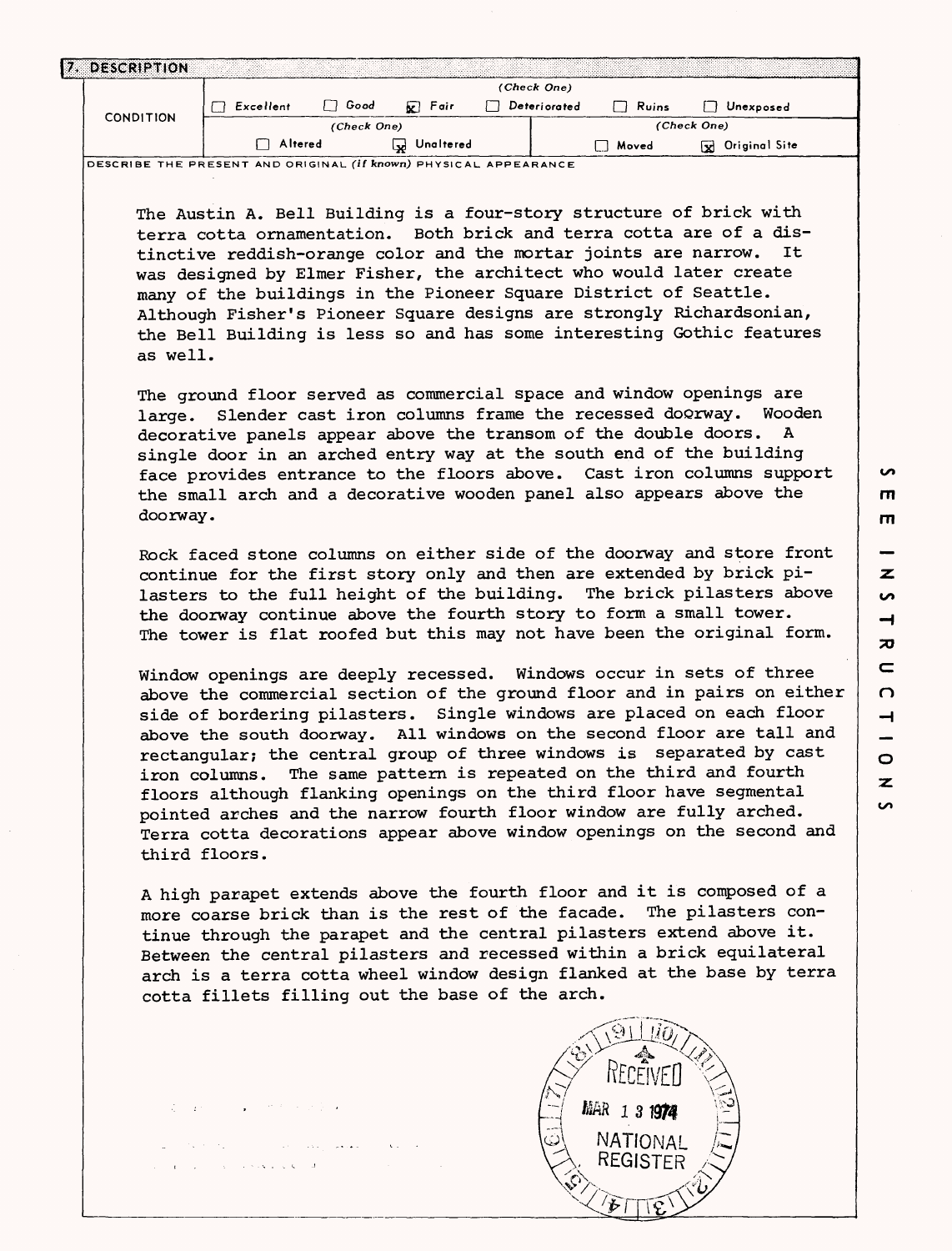## 7. DESCRIPTION

| CONDITION | (Check One) | | | | | |
|---|---|---|---|---|---|---|
| | ☐ Excellent | ☐ Good | ☒ Fair | ☐ Deteriorated | ☐ Ruins | ☐ Unexposed |
| | (Check One) | | | (Check One) | | |
| | ☐ Altered | ☒ Unaltered | | ☐ Moved | ☒ Original Site | |

DESCRIBE THE PRESENT AND ORIGINAL *(if known)* PHYSICAL APPEARANCE

The Austin A. Bell Building is a four-story structure of brick with terra cotta ornamentation. Both brick and terra cotta are of a distinctive reddish-orange color and the mortar joints are narrow. It was designed by Elmer Fisher, the architect who would later create many of the buildings in the Pioneer Square District of Seattle. Although Fisher's Pioneer Square designs are strongly Richardsonian, the Bell Building is less so and has some interesting Gothic features as well.

The ground floor served as commercial space and window openings are large. Slender cast iron columns frame the recessed doorway. Wooden decorative panels appear above the transom of the double doors. A single door in an arched entry way at the south end of the building face provides entrance to the floors above. Cast iron columns support the small arch and a decorative wooden panel also appears above the doorway.

Rock faced stone columns on either side of the doorway and store front continue for the first story only and then are extended by brick pilasters to the full height of the building. The brick pilasters above the doorway continue above the fourth story to form a small tower. The tower is flat roofed but this may not have been the original form.

Window openings are deeply recessed. Windows occur in sets of three above the commercial section of the ground floor and in pairs on either side of bordering pilasters. Single windows are placed on each floor above the south doorway. All windows on the second floor are tall and rectangular; the central group of three windows is separated by cast iron columns. The same pattern is repeated on the third and fourth floors although flanking openings on the third floor have segmental pointed arches and the narrow fourth floor window are fully arched. Terra cotta decorations appear above window openings on the second and third floors.

A high parapet extends above the fourth floor and it is composed of a more coarse brick than is the rest of the facade. The pilasters continue through the parapet and the central pilasters extend above it. Between the central pilasters and recessed within a brick equilateral arch is a terra cotta wheel window design flanked at the base by terra cotta fillets filling out the base of the arch.

RECEIVED
MAR 13 1974
NATIONAL REGISTER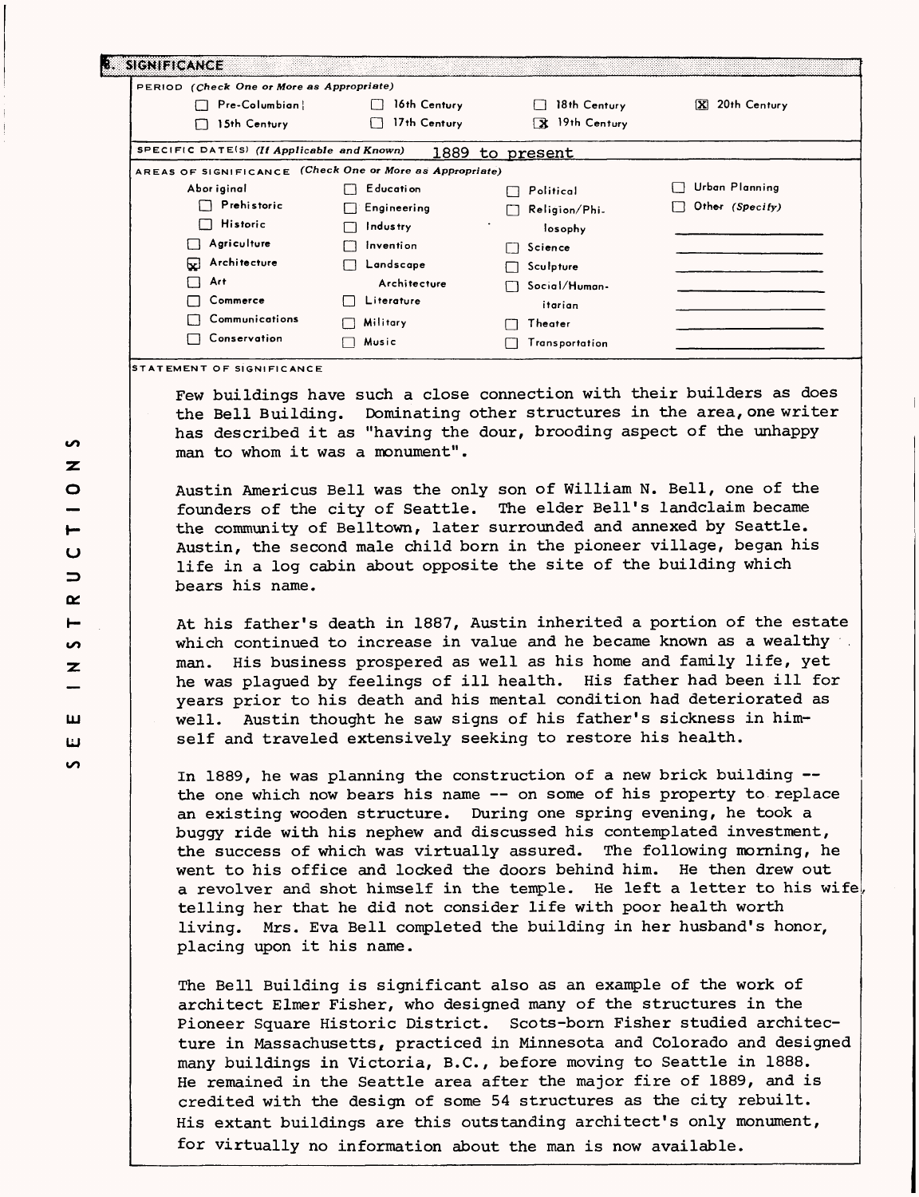## 8. SIGNIFICANCE

PERIOD *(Check One or More as Appropriate)*

| | | | |
|---|---|---|---|
| ☐ Pre-Columbian | ☐ 16th Century | ☐ 18th Century | ☒ 20th Century |
| ☐ 15th Century | ☐ 17th Century | ☒ 19th Century | |

SPECIFIC DATE(S) *(If Applicable and Known)* 1889 to present

AREAS OF SIGNIFICANCE *(Check One or More as Appropriate)*

| | | | |
|---|---|---|---|
| Aboriginal | ☐ Education | ☐ Political | ☐ Urban Planning |
| ☐ Prehistoric | ☐ Engineering | ☐ Religion/Philosophy | ☐ Other *(Specify)* |
| ☐ Historic | ☐ Industry | ☐ Science | |
| ☐ Agriculture | ☐ Invention | ☐ Sculpture | |
| ☒ Architecture | ☐ Landscape Architecture | ☐ Social/Humanitarian | |
| ☐ Art | ☐ Literature | ☐ Theater | |
| ☐ Commerce | ☐ Military | ☐ Transportation | |
| ☐ Communications | ☐ Music | | |
| ☐ Conservation | | | |

STATEMENT OF SIGNIFICANCE

Few buildings have such a close connection with their builders as does the Bell Building. Dominating other structures in the area, one writer has described it as "having the dour, brooding aspect of the unhappy man to whom it was a monument".

Austin Americus Bell was the only son of William N. Bell, one of the founders of the city of Seattle. The elder Bell's landclaim became the community of Belltown, later surrounded and annexed by Seattle. Austin, the second male child born in the pioneer village, began his life in a log cabin about opposite the site of the building which bears his name.

At his father's death in 1887, Austin inherited a portion of the estate which continued to increase in value and he became known as a wealthy man. His business prospered as well as his home and family life, yet he was plagued by feelings of ill health. His father had been ill for years prior to his death and his mental condition had deteriorated as well. Austin thought he saw signs of his father's sickness in himself and traveled extensively seeking to restore his health.

In 1889, he was planning the construction of a new brick building -- the one which now bears his name -- on some of his property to replace an existing wooden structure. During one spring evening, he took a buggy ride with his nephew and discussed his contemplated investment, the success of which was virtually assured. The following morning, he went to his office and locked the doors behind him. He then drew out a revolver and shot himself in the temple. He left a letter to his wife, telling her that he did not consider life with poor health worth living. Mrs. Eva Bell completed the building in her husband's honor, placing upon it his name.

The Bell Building is significant also as an example of the work of architect Elmer Fisher, who designed many of the structures in the Pioneer Square Historic District. Scots-born Fisher studied architecture in Massachusetts, practiced in Minnesota and Colorado and designed many buildings in Victoria, B.C., before moving to Seattle in 1888. He remained in the Seattle area after the major fire of 1889, and is credited with the design of some 54 structures as the city rebuilt. His extant buildings are this outstanding architect's only monument, for virtually no information about the man is now available.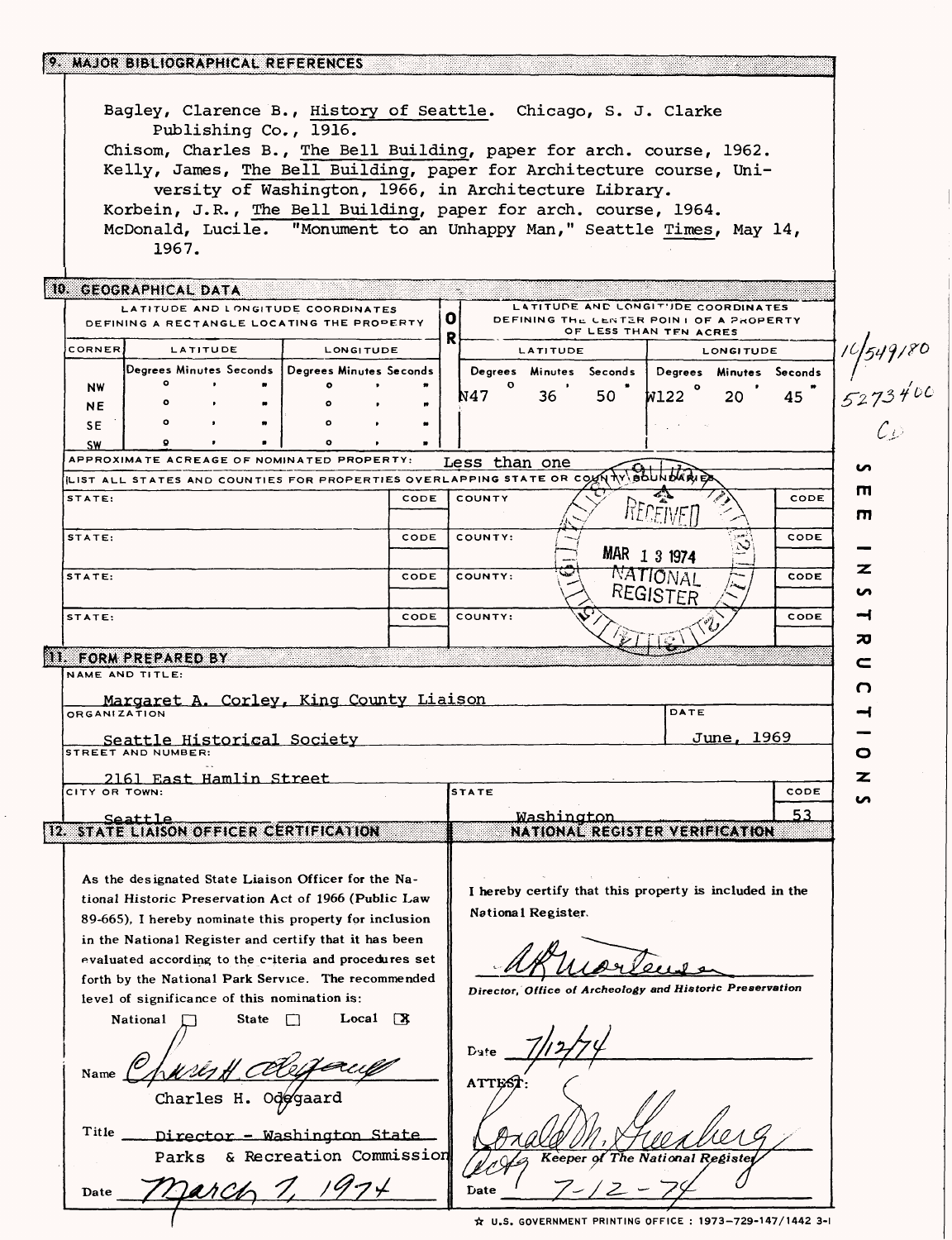## 9. MAJOR BIBLIOGRAPHICAL REFERENCES

Bagley, Clarence B., History of Seattle. Chicago, S. J. Clarke Publishing Co., 1916.

Chisom, Charles B., The Bell Building, paper for arch. course, 1962.

Kelly, James, The Bell Building, paper for Architecture course, University of Washington, 1966, in Architecture Library.

Korbein, J.R., The Bell Building, paper for arch. course, 1964.

McDonald, Lucile. "Monument to an Unhappy Man," Seattle Times, May 14, 1967.

## 10. GEOGRAPHICAL DATA

| LATITUDE AND LONGITUDE COORDINATES DEFINING A RECTANGLE LOCATING THE PROPERTY | | | OR | LATITUDE AND LONGITUDE COORDINATES DEFINING THE CENTER POINT OF A PROPERTY OF LESS THAN TEN ACRES | |
|---|---|---|---|---|---|
| CORNER | LATITUDE | LONGITUDE | | LATITUDE | LONGITUDE |
| | Degrees Minutes Seconds | Degrees Minutes Seconds | | Degrees Minutes Seconds | Degrees Minutes Seconds |
| NW | ° ' " | ° ' " | | N47 ° 36 ' 50 " | W122 ° 20 ' 45 " |
| NE | ° ' " | ° ' " | | | |
| SE | ° ' " | ° ' " | | | |
| SW | ° ' " | ° ' " | | | |

10/549180
5273400
CD

APPROXIMATE ACREAGE OF NOMINATED PROPERTY: Less than one

LIST ALL STATES AND COUNTIES FOR PROPERTIES OVERLAPPING STATE OR COUNTY BOUNDARIES

| STATE: | CODE | COUNTY | CODE |
|---|---|---|---|
| STATE: | CODE | COUNTY: | CODE |
| STATE: | CODE | COUNTY: | CODE |
| STATE: | CODE | COUNTY: | CODE |

RECEIVED MAR 13 1974 NATIONAL REGISTER

SEE INSTRUCTIONS

## 11. FORM PREPARED BY

NAME AND TITLE: Margaret A. Corley, King County Liaison

ORGANIZATION: Seattle Historical Society

DATE: June, 1969

STREET AND NUMBER: 2161 East Hamlin Street

CITY OR TOWN: Seattle

STATE: Washington

CODE: 53

## 12. STATE LIAISON OFFICER CERTIFICATION

As the designated State Liaison Officer for the National Historic Preservation Act of 1966 (Public Law 89-665), I hereby nominate this property for inclusion in the National Register and certify that it has been evaluated according to the criteria and procedures set forth by the National Park Service. The recommended level of significance of this nomination is:

National ☐ State ☐ Local ☒

Name: Charles H. Odegaard

Title: Director - Washington State Parks & Recreation Commission

Date: March 7, 1974

## NATIONAL REGISTER VERIFICATION

I hereby certify that this property is included in the National Register.

*Director, Office of Archeology and Historic Preservation*

Date: 7/12/74

ATTEST:

*Acting Keeper of The National Register*

Date: 7-12-74

☆ U.S. GOVERNMENT PRINTING OFFICE : 1973-729-147/1442 3-1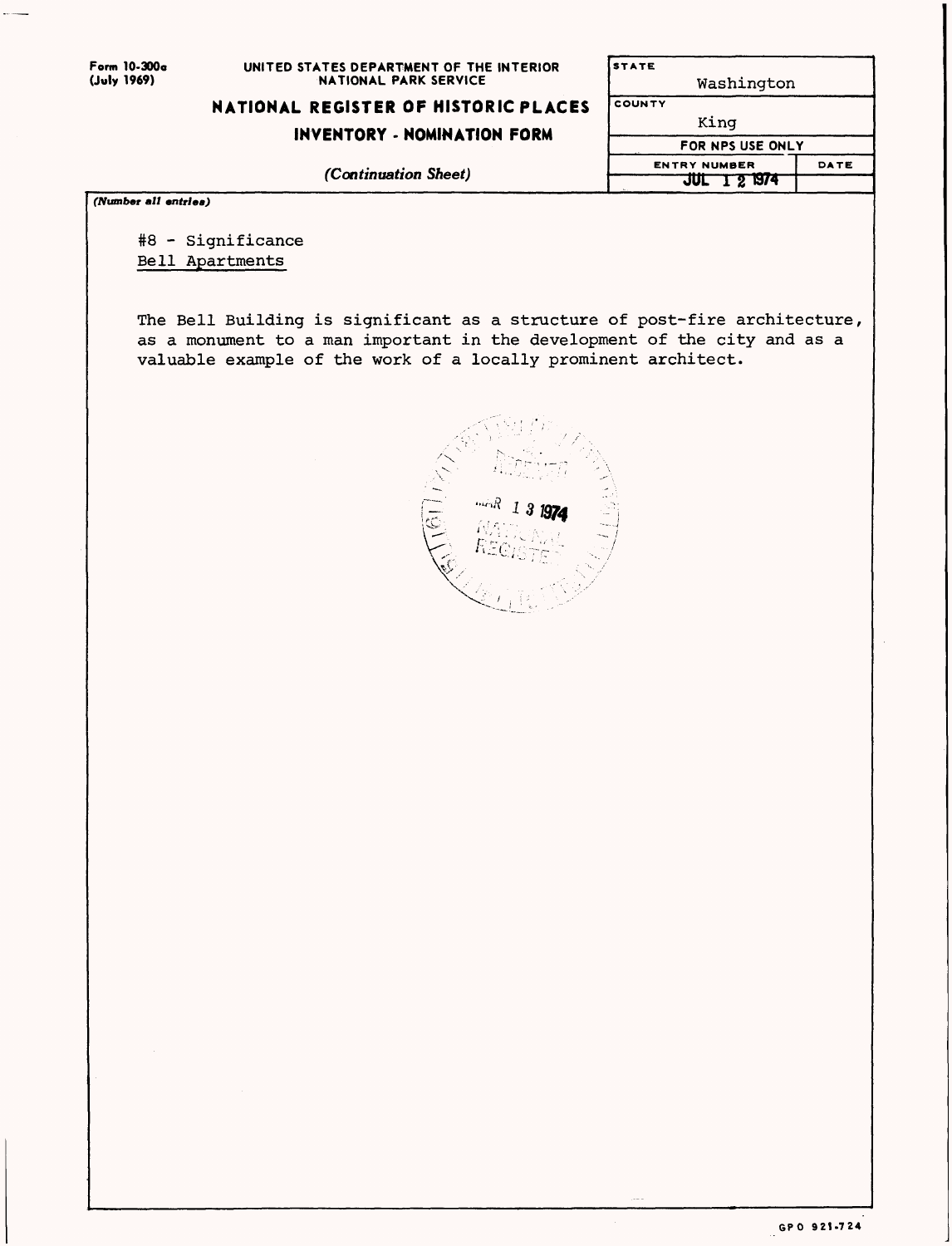Form 10-300a
(July 1969)

UNITED STATES DEPARTMENT OF THE INTERIOR
NATIONAL PARK SERVICE

**NATIONAL REGISTER OF HISTORIC PLACES**

**INVENTORY - NOMINATION FORM**

*(Continuation Sheet)*

| | |
|---|---|
| STATE | Washington |
| COUNTY | King |
| FOR NPS USE ONLY | |
| ENTRY NUMBER | DATE |
| JUL 12 1974 | |

*(Number all entries)*

#8 - Significance
Bell Apartments

The Bell Building is significant as a structure of post-fire architecture, as a monument to a man important in the development of the city and as a valuable example of the work of a locally prominent architect.

RECEIVED
MAR 13 1974
NATIONAL REGISTER